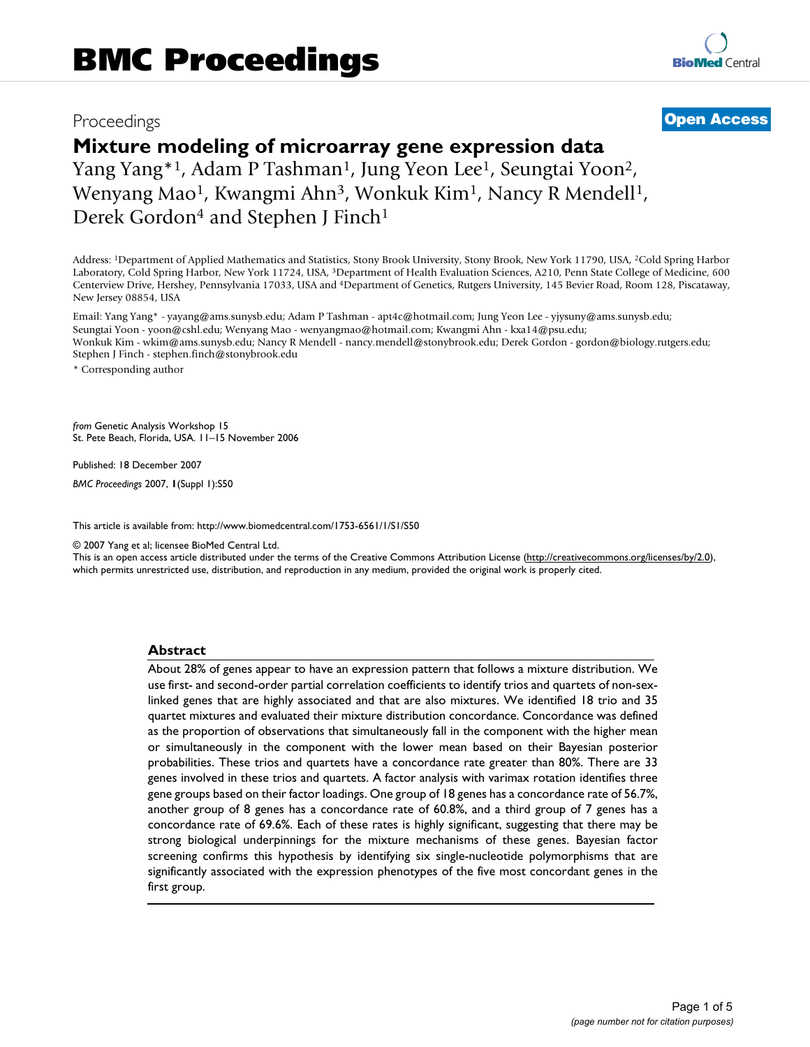# BMC Proceedings

Proceedings

**Open Access**

# Mixture modeling of microarray gene expression data

Yang Yang*[1], Adam P Tashman[1], Jung Yeon Lee[1], Seungtai Yoon[2], Wenyang Mao[1], Kwangmi Ahn[3], Wonkuk Kim[1], Nancy R Mendell[1], Derek Gordon[4] and Stephen J Finch[1]

Address: [1]Department of Applied Mathematics and Statistics, Stony Brook University, Stony Brook, New York 11790, USA, [2]Cold Spring Harbor Laboratory, Cold Spring Harbor, New York 11724, USA, [3]Department of Health Evaluation Sciences, A210, Penn State College of Medicine, 600 Centerview Drive, Hershey, Pennsylvania 17033, USA and [4]Department of Genetics, Rutgers University, 145 Bevier Road, Room 128, Piscataway, New Jersey 08854, USA

Email: Yang Yang* - yayang@ams.sunysb.edu; Adam P Tashman - apt4c@hotmail.com; Jung Yeon Lee - yjysuny@ams.sunysb.edu; Seungtai Yoon - yoon@cshl.edu; Wenyang Mao - wenyangmao@hotmail.com; Kwangmi Ahn - kxa14@psu.edu; Wonkuk Kim - wkim@ams.sunysb.edu; Nancy R Mendell - nancy.mendell@stonybrook.edu; Derek Gordon - gordon@biology.rutgers.edu; Stephen J Finch - stephen.finch@stonybrook.edu

* Corresponding author

*from* Genetic Analysis Workshop 15
St. Pete Beach, Florida, USA. 11–15 November 2006

Published: 18 December 2007

*BMC Proceedings* 2007, **1**(Suppl 1):S50

This article is available from: http://www.biomedcentral.com/1753-6561/1/S1/S50

© 2007 Yang et al; licensee BioMed Central Ltd.
This is an open access article distributed under the terms of the Creative Commons Attribution License (http://creativecommons.org/licenses/by/2.0), which permits unrestricted use, distribution, and reproduction in any medium, provided the original work is properly cited.

## Abstract

About 28% of genes appear to have an expression pattern that follows a mixture distribution. We use first- and second-order partial correlation coefficients to identify trios and quartets of non-sex-linked genes that are highly associated and that are also mixtures. We identified 18 trio and 35 quartet mixtures and evaluated their mixture distribution concordance. Concordance was defined as the proportion of observations that simultaneously fall in the component with the higher mean or simultaneously in the component with the lower mean based on their Bayesian posterior probabilities. These trios and quartets have a concordance rate greater than 80%. There are 33 genes involved in these trios and quartets. A factor analysis with varimax rotation identifies three gene groups based on their factor loadings. One group of 18 genes has a concordance rate of 56.7%, another group of 8 genes has a concordance rate of 60.8%, and a third group of 7 genes has a concordance rate of 69.6%. Each of these rates is highly significant, suggesting that there may be strong biological underpinnings for the mixture mechanisms of these genes. Bayesian factor screening confirms this hypothesis by identifying six single-nucleotide polymorphisms that are significantly associated with the expression phenotypes of the five most concordant genes in the first group.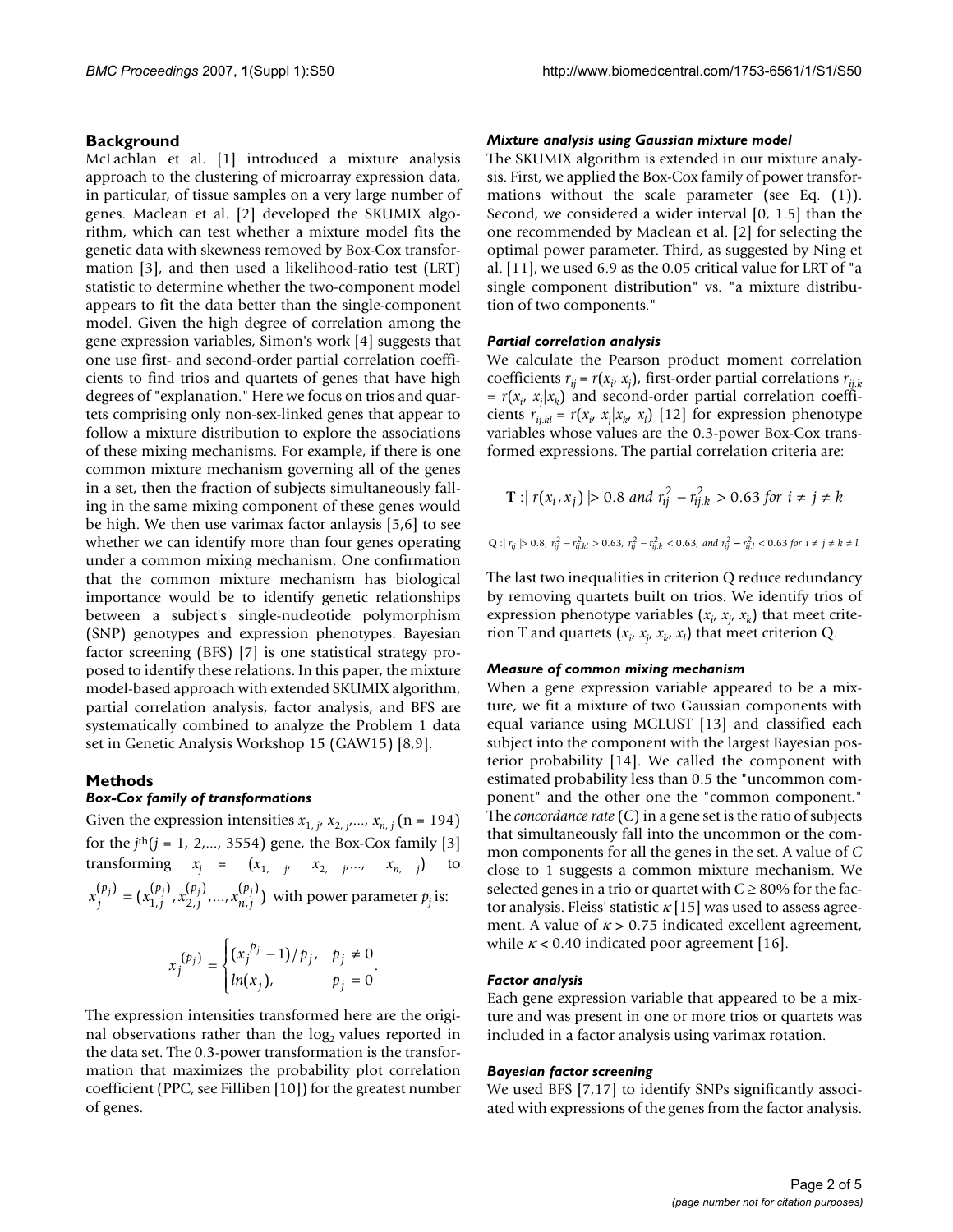## Background

McLachlan et al. [1] introduced a mixture analysis approach to the clustering of microarray expression data, in particular, of tissue samples on a very large number of genes. Maclean et al. [2] developed the SKUMIX algorithm, which can test whether a mixture model fits the genetic data with skewness removed by Box-Cox transformation [3], and then used a likelihood-ratio test (LRT) statistic to determine whether the two-component model appears to fit the data better than the single-component model. Given the high degree of correlation among the gene expression variables, Simon's work [4] suggests that one use first- and second-order partial correlation coefficients to find trios and quartets of genes that have high degrees of "explanation." Here we focus on trios and quartets comprising only non-sex-linked genes that appear to follow a mixture distribution to explore the associations of these mixing mechanisms. For example, if there is one common mixture mechanism governing all of the genes in a set, then the fraction of subjects simultaneously falling in the same mixing component of these genes would be high. We then use varimax factor anlaysis [5,6] to see whether we can identify more than four genes operating under a common mixing mechanism. One confirmation that the common mixture mechanism has biological importance would be to identify genetic relationships between a subject's single-nucleotide polymorphism (SNP) genotypes and expression phenotypes. Bayesian factor screening (BFS) [7] is one statistical strategy proposed to identify these relations. In this paper, the mixture model-based approach with extended SKUMIX algorithm, partial correlation analysis, factor analysis, and BFS are systematically combined to analyze the Problem 1 data set in Genetic Analysis Workshop 15 (GAW15) [8,9].

## Methods

### *Box-Cox family of transformations*

Given the expression intensities $x_{1,j}, x_{2,j}, \ldots, x_{n,j}$ (n = 194) for the $j^{\text{th}}$($j$ = 1, 2,..., 3554) gene, the Box-Cox family [3] transforming $x_j = (x_{1,j}, x_{2,j}, \ldots, x_{n,j})$ to $x_j^{(p_j)} = (x_{1,j}^{(p_j)}, x_{2,j}^{(p_j)}, \ldots, x_{n,j}^{(p_j)})$ with power parameter $p_j$ is:

$$x_j^{(p_j)} = \begin{cases} (x_j^{p_j} - 1)/p_j, & p_j \neq 0 \\ ln(x_j), & p_j = 0 \end{cases}.$$

The expression intensities transformed here are the original observations rather than the $\log_2$ values reported in the data set. The 0.3-power transformation is the transformation that maximizes the probability plot correlation coefficient (PPC, see Filliben [10]) for the greatest number of genes.

### *Mixture analysis using Gaussian mixture model*

The SKUMIX algorithm is extended in our mixture analysis. First, we applied the Box-Cox family of power transformations without the scale parameter (see Eq. (1)). Second, we considered a wider interval [0, 1.5] than the one recommended by Maclean et al. [2] for selecting the optimal power parameter. Third, as suggested by Ning et al. [11], we used 6.9 as the 0.05 critical value for LRT of "a single component distribution" vs. "a mixture distribution of two components."

### *Partial correlation analysis*

We calculate the Pearson product moment correlation coefficients $r_{ij} = r(x_i, x_j)$, first-order partial correlations $r_{ij.k} = r(x_i, x_j|x_k)$ and second-order partial correlation coefficients $r_{ij.kl} = r(x_i, x_j|x_k, x_l)$ [12] for expression phenotype variables whose values are the 0.3-power Box-Cox transformed expressions. The partial correlation criteria are:

$$\mathbf{T} : | r(x_i, x_j) | > 0.8 \text{ and } r_{ij}^2 - r_{ij.k}^2 > 0.63 \text{ for } i \neq j \neq k$$

$$\mathbf{Q} : | r_{ij} | > 0.8,\ r_{ij}^2 - r_{ij.kl}^2 > 0.63,\ r_{ij}^2 - r_{ij.k}^2 < 0.63, \text{ and } r_{ij}^2 - r_{ij.l}^2 < 0.63 \text{ for } i \neq j \neq k \neq l.$$

The last two inequalities in criterion Q reduce redundancy by removing quartets built on trios. We identify trios of expression phenotype variables $(x_i, x_j, x_k)$ that meet criterion T and quartets $(x_i, x_j, x_k, x_l)$ that meet criterion Q.

### *Measure of common mixing mechanism*

When a gene expression variable appeared to be a mixture, we fit a mixture of two Gaussian components with equal variance using MCLUST [13] and classified each subject into the component with the largest Bayesian posterior probability [14]. We called the component with estimated probability less than 0.5 the "uncommon component" and the other one the "common component." The *concordance rate* ($C$) in a gene set is the ratio of subjects that simultaneously fall into the uncommon or the common components for all the genes in the set. A value of $C$ close to 1 suggests a common mixture mechanism. We selected genes in a trio or quartet with $C \geq 80\%$ for the factor analysis. Fleiss' statistic $\kappa$ [15] was used to assess agreement. A value of $\kappa > 0.75$ indicated excellent agreement, while $\kappa < 0.40$ indicated poor agreement [16].

### *Factor analysis*

Each gene expression variable that appeared to be a mixture and was present in one or more trios or quartets was included in a factor analysis using varimax rotation.

### *Bayesian factor screening*

We used BFS [7,17] to identify SNPs significantly associated with expressions of the genes from the factor analysis.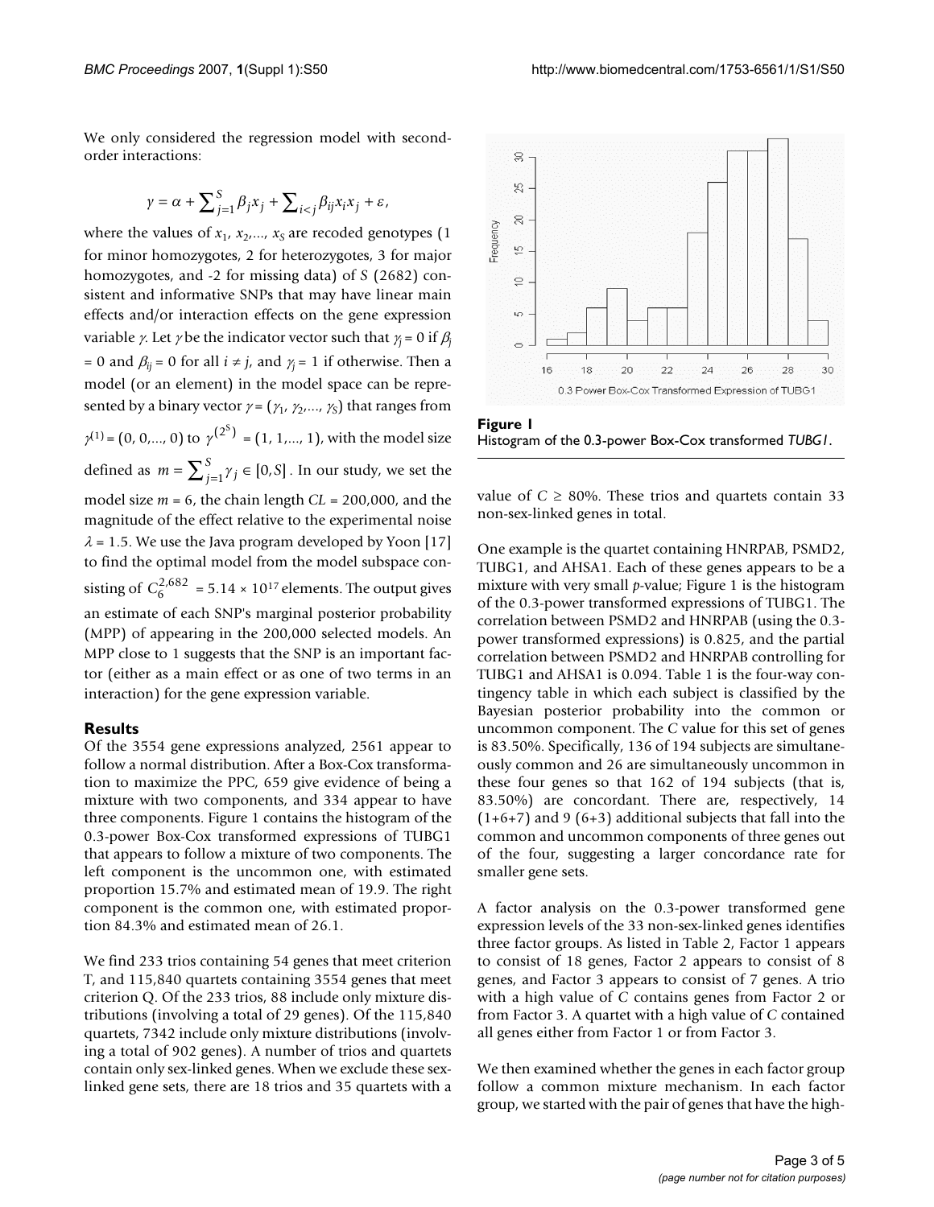We only considered the regression model with second-order interactions:

$$y = \alpha + \sum_{j=1}^{S} \beta_j x_j + \sum_{i<j} \beta_{ij} x_i x_j + \varepsilon,$$

where the values of $x_1, x_2, \ldots, x_S$ are recoded genotypes (1 for minor homozygotes, 2 for heterozygotes, 3 for major homozygotes, and -2 for missing data) of $S$ (2682) consistent and informative SNPs that may have linear main effects and/or interaction effects on the gene expression variable $y$. Let $\gamma$ be the indicator vector such that $\gamma_j = 0$ if $\beta_j = 0$ and $\beta_{ij} = 0$ for all $i \neq j$, and $\gamma_j = 1$ if otherwise. Then a model (or an element) in the model space can be represented by a binary vector $\gamma = (\gamma_1, \gamma_2, \ldots, \gamma_S)$ that ranges from $\gamma^{(1)} = (0, 0, \ldots, 0)$ to $\gamma^{(2^S)} = (1, 1, \ldots, 1)$, with the model size defined as $m = \sum_{j=1}^{S} \gamma_j \in [0, S]$. In our study, we set the model size $m = 6$, the chain length $CL = 200{,}000$, and the magnitude of the effect relative to the experimental noise $\lambda = 1.5$. We use the Java program developed by Yoon [17] to find the optimal model from the model subspace consisting of $C_6^{2{,}682} = 5.14 \times 10^{17}$ elements. The output gives an estimate of each SNP's marginal posterior probability (MPP) of appearing in the 200,000 selected models. An MPP close to 1 suggests that the SNP is an important factor (either as a main effect or as one of two terms in an interaction) for the gene expression variable.

## Results

Of the 3554 gene expressions analyzed, 2561 appear to follow a normal distribution. After a Box-Cox transformation to maximize the PPC, 659 give evidence of being a mixture with two components, and 334 appear to have three components. Figure 1 contains the histogram of the 0.3-power Box-Cox transformed expressions of TUBG1 that appears to follow a mixture of two components. The left component is the uncommon one, with estimated proportion 15.7% and estimated mean of 19.9. The right component is the common one, with estimated proportion 84.3% and estimated mean of 26.1.

We find 233 trios containing 54 genes that meet criterion T, and 115,840 quartets containing 3554 genes that meet criterion Q. Of the 233 trios, 88 include only mixture distributions (involving a total of 29 genes). Of the 115,840 quartets, 7342 include only mixture distributions (involving a total of 902 genes). A number of trios and quartets contain only sex-linked genes. When we exclude these sex-linked gene sets, there are 18 trios and 35 quartets with a value of $C \geq 80\%$. These trios and quartets contain 33 non-sex-linked genes in total.

**Figure 1**
Histogram of the 0.3-power Box-Cox transformed *TUBG1*.

One example is the quartet containing HNRPAB, PSMD2, TUBG1, and AHSA1. Each of these genes appears to be a mixture with very small *p*-value; Figure 1 is the histogram of the 0.3-power transformed expressions of TUBG1. The correlation between PSMD2 and HNRPAB (using the 0.3-power transformed expressions) is 0.825, and the partial correlation between PSMD2 and HNRPAB controlling for TUBG1 and AHSA1 is 0.094. Table 1 is the four-way contingency table in which each subject is classified by the Bayesian posterior probability into the common or uncommon component. The $C$ value for this set of genes is 83.50%. Specifically, 136 of 194 subjects are simultaneously common and 26 are simultaneously uncommon in these four genes so that 162 of 194 subjects (that is, 83.50%) are concordant. There are, respectively, 14 (1+6+7) and 9 (6+3) additional subjects that fall into the common and uncommon components of three genes out of the four, suggesting a larger concordance rate for smaller gene sets.

A factor analysis on the 0.3-power transformed gene expression levels of the 33 non-sex-linked genes identifies three factor groups. As listed in Table 2, Factor 1 appears to consist of 18 genes, Factor 2 appears to consist of 8 genes, and Factor 3 appears to consist of 7 genes. A trio with a high value of $C$ contains genes from Factor 2 or from Factor 3. A quartet with a high value of $C$ contained all genes either from Factor 1 or from Factor 3.

We then examined whether the genes in each factor group follow a common mixture mechanism. In each factor group, we started with the pair of genes that have the high-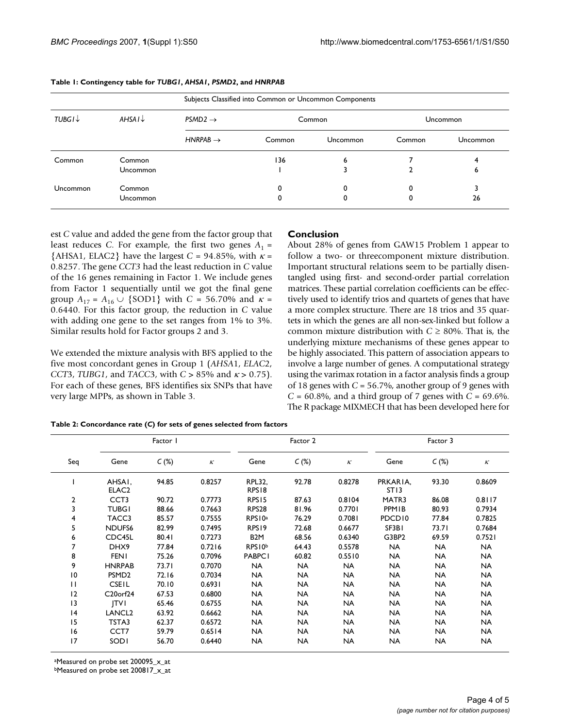**Table 1: Contingency table for *TUBG1*, *AHSA1*, *PSMD2*, and *HNRPAB***

| Subjects Classified into Common or Uncommon Components | | | | | | |
|---|---|---|---|---|---|---|
| *TUBG1*↓ | *AHSA1*↓ | *PSMD2* → | Common | | Uncommon | |
| | | *HNRPAB* → | Common | Uncommon | Common | Uncommon |
| Common | Common | | 136 | 6 | 7 | 4 |
| | Uncommon | | 1 | 3 | 2 | 6 |
| Uncommon | Common | | 0 | 0 | 0 | 3 |
| | Uncommon | | 0 | 0 | 0 | 26 |

est *C* value and added the gene from the factor group that least reduces *C*. For example, the first two genes $A_1$ = {AHSA1, ELAC2} have the largest *C* = 94.85%, with $\kappa$ = 0.8257. The gene *CCT3* had the least reduction in *C* value of the 16 genes remaining in Factor 1. We include genes from Factor 1 sequentially until we got the final gene group $A_{17} = A_{16} \cup \{\text{SOD1}\}$ with *C* = 56.70% and $\kappa$ = 0.6440. For this factor group, the reduction in *C* value with adding one gene to the set ranges from 1% to 3%. Similar results hold for Factor groups 2 and 3.

We extended the mixture analysis with BFS applied to the five most concordant genes in Group 1 (*AHSA1*, *ELAC2*, *CCT3*, *TUBG1*, and *TACC3*, with *C* > 85% and $\kappa$ > 0.75). For each of these genes, BFS identifies six SNPs that have very large MPPs, as shown in Table 3.

## Conclusion

About 28% of genes from GAW15 Problem 1 appear to follow a two- or threecomponent mixture distribution. Important structural relations seem to be partially disentangled using first- and second-order partial correlation matrices. These partial correlation coefficients can be effectively used to identify trios and quartets of genes that have a more complex structure. There are 18 trios and 35 quartets in which the genes are all non-sex-linked but follow a common mixture distribution with *C* ≥ 80%. That is, the underlying mixture mechanisms of these genes appear to be highly associated. This pattern of association appears to involve a large number of genes. A computational strategy using the varimax rotation in a factor analysis finds a group of 18 genes with *C* = 56.7%, another group of 9 genes with *C* = 60.8%, and a third group of 7 genes with *C* = 69.6%. The R package MIXMECH that has been developed here for

**Table 2: Concordance rate (*C*) for sets of genes selected from factors**

| | Factor 1 | | | Factor 2 | | | Factor 3 | | |
|---|---|---|---|---|---|---|---|---|---|
| Seq | Gene | *C* (%) | $\kappa$ | Gene | *C* (%) | $\kappa$ | Gene | *C* (%) | $\kappa$ |
| 1 | AHSA1, ELAC2 | 94.85 | 0.8257 | RPL32, RPS18 | 92.78 | 0.8278 | PRKAR1A, ST13 | 93.30 | 0.8609 |
| 2 | CCT3 | 90.72 | 0.7773 | RPS15 | 87.63 | 0.8104 | MATR3 | 86.08 | 0.8117 |
| 3 | TUBG1 | 88.66 | 0.7663 | RPS28 | 81.96 | 0.7701 | PPM1B | 80.93 | 0.7934 |
| 4 | TACC3 | 85.57 | 0.7555 | RPS10[a] | 76.29 | 0.7081 | PDCD10 | 77.84 | 0.7825 |
| 5 | NDUFS6 | 82.99 | 0.7495 | RPS19 | 72.68 | 0.6677 | SF3B1 | 73.71 | 0.7684 |
| 6 | CDC45L | 80.41 | 0.7273 | B2M | 68.56 | 0.6340 | G3BP2 | 69.59 | 0.7521 |
| 7 | DHX9 | 77.84 | 0.7216 | RPS10[b] | 64.43 | 0.5578 | NA | NA | NA |
| 8 | FEN1 | 75.26 | 0.7096 | PABPC1 | 60.82 | 0.5510 | NA | NA | NA |
| 9 | HNRPAB | 73.71 | 0.7070 | NA | NA | NA | NA | NA | NA |
| 10 | PSMD2 | 72.16 | 0.7034 | NA | NA | NA | NA | NA | NA |
| 11 | CSE1L | 70.10 | 0.6931 | NA | NA | NA | NA | NA | NA |
| 12 | C20orf24 | 67.53 | 0.6800 | NA | NA | NA | NA | NA | NA |
| 13 | JTV1 | 65.46 | 0.6755 | NA | NA | NA | NA | NA | NA |
| 14 | LANCL2 | 63.92 | 0.6662 | NA | NA | NA | NA | NA | NA |
| 15 | TSTA3 | 62.37 | 0.6572 | NA | NA | NA | NA | NA | NA |
| 16 | CCT7 | 59.79 | 0.6514 | NA | NA | NA | NA | NA | NA |
| 17 | SOD1 | 56.70 | 0.6440 | NA | NA | NA | NA | NA | NA |

[a]Measured on probe set 200095_x_at
[b]Measured on probe set 200817_x_at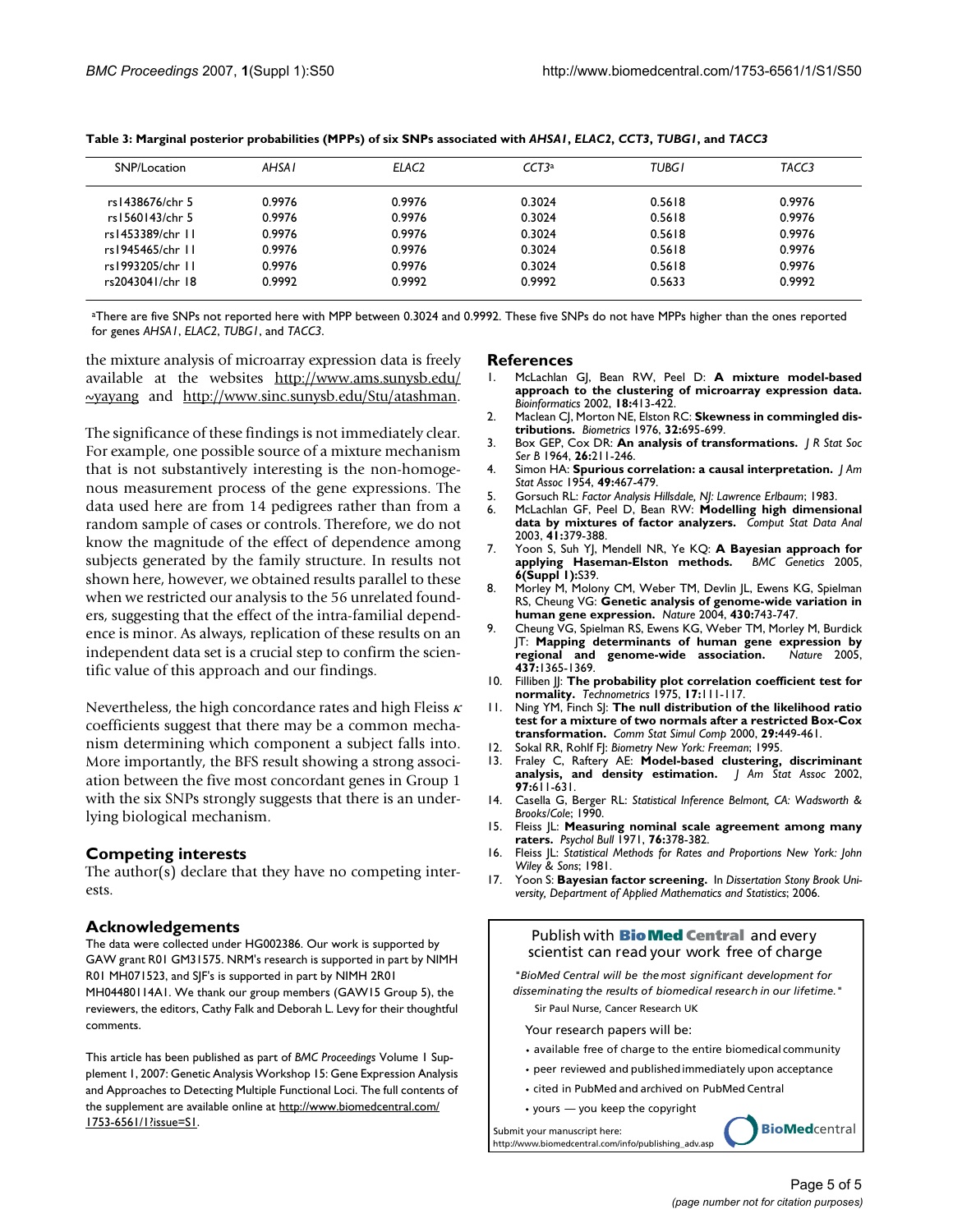**Table 3: Marginal posterior probabilities (MPPs) of six SNPs associated with *AHSA1*, *ELAC2*, *CCT3*, *TUBG1*, and *TACC3***

| SNP/Location | *AHSA1* | *ELAC2* | *CCT3*[a] | *TUBG1* | *TACC3* |
| --- | --- | --- | --- | --- | --- |
| rs1438676/chr 5 | 0.9976 | 0.9976 | 0.3024 | 0.5618 | 0.9976 |
| rs1560143/chr 5 | 0.9976 | 0.9976 | 0.3024 | 0.5618 | 0.9976 |
| rs1453389/chr 11 | 0.9976 | 0.9976 | 0.3024 | 0.5618 | 0.9976 |
| rs1945465/chr 11 | 0.9976 | 0.9976 | 0.3024 | 0.5618 | 0.9976 |
| rs1993205/chr 11 | 0.9976 | 0.9976 | 0.3024 | 0.5618 | 0.9976 |
| rs2043041/chr 18 | 0.9992 | 0.9992 | 0.9992 | 0.5633 | 0.9992 |

[a]There are five SNPs not reported here with MPP between 0.3024 and 0.9992. These five SNPs do not have MPPs higher than the ones reported for genes *AHSA1*, *ELAC2*, *TUBG1*, and *TACC3*.

the mixture analysis of microarray expression data is freely available at the websites http://www.ams.sunysb.edu/~yayang and http://www.sinc.sunysb.edu/Stu/atashman.

The significance of these findings is not immediately clear. For example, one possible source of a mixture mechanism that is not substantively interesting is the non-homogenous measurement process of the gene expressions. The data used here are from 14 pedigrees rather than from a random sample of cases or controls. Therefore, we do not know the magnitude of the effect of dependence among subjects generated by the family structure. In results not shown here, however, we obtained results parallel to these when we restricted our analysis to the 56 unrelated founders, suggesting that the effect of the intra-familial dependence is minor. As always, replication of these results on an independent data set is a crucial step to confirm the scientific value of this approach and our findings.

Nevertheless, the high concordance rates and high Fleiss $\kappa$ coefficients suggest that there may be a common mechanism determining which component a subject falls into. More importantly, the BFS result showing a strong association between the five most concordant genes in Group 1 with the six SNPs strongly suggests that there is an underlying biological mechanism.

## Competing interests

The author(s) declare that they have no competing interests.

## Acknowledgements

The data were collected under HG002386. Our work is supported by GAW grant R01 GM31575. NRM's research is supported in part by NIMH R01 MH071523, and SJF's is supported in part by NIMH 2R01 MH04480114A1. We thank our group members (GAW15 Group 5), the reviewers, the editors, Cathy Falk and Deborah L. Levy for their thoughtful comments.

This article has been published as part of *BMC Proceedings* Volume 1 Supplement 1, 2007: Genetic Analysis Workshop 15: Gene Expression Analysis and Approaches to Detecting Multiple Functional Loci. The full contents of the supplement are available online at http://www.biomedcentral.com/1753-6561/1?issue=S1.

## References

1. McLachlan GJ, Bean RW, Peel D: **A mixture model-based approach to the clustering of microarray expression data.** *Bioinformatics* 2002, **18:**413-422.
2. Maclean CJ, Morton NE, Elston RC: **Skewness in commingled distributions.** *Biometrics* 1976, **32:**695-699.
3. Box GEP, Cox DR: **An analysis of transformations.** *J R Stat Soc Ser B* 1964, **26:**211-246.
4. Simon HA: **Spurious correlation: a causal interpretation.** *J Am Stat Assoc* 1954, **49:**467-479.
5. Gorsuch RL: *Factor Analysis Hillsdale, NJ: Lawrence Erlbaum*; 1983.
6. McLachlan GF, Peel D, Bean RW: **Modelling high dimensional data by mixtures of factor analyzers.** *Comput Stat Data Anal* 2003, **41:**379-388.
7. Yoon S, Suh YJ, Mendell NR, Ye KQ: **A Bayesian approach for applying Haseman-Elston methods.** *BMC Genetics* 2005, **6(Suppl 1):**S39.
8. Morley M, Molony CM, Weber TM, Devlin JL, Ewens KG, Spielman RS, Cheung VG: **Genetic analysis of genome-wide variation in human gene expression.** *Nature* 2004, **430:**743-747.
9. Cheung VG, Spielman RS, Ewens KG, Weber TM, Morley M, Burdick JT: **Mapping determinants of human gene expression by regional and genome-wide association.** *Nature* 2005, **437:**1365-1369.
10. Filliben JJ: **The probability plot correlation coefficient test for normality.** *Technometrics* 1975, **17:**111-117.
11. Ning YM, Finch SJ: **The null distribution of the likelihood ratio test for a mixture of two normals after a restricted Box-Cox transformation.** *Comm Stat Simul Comp* 2000, **29:**449-461.
12. Sokal RR, Rohlf FJ: *Biometry New York: Freeman*; 1995.
13. Fraley C, Raftery AE: **Model-based clustering, discriminant analysis, and density estimation.** *J Am Stat Assoc* 2002, **97:**611-631.
14. Casella G, Berger RL: *Statistical Inference Belmont, CA: Wadsworth & Brooks/Cole*; 1990.
15. Fleiss JL: **Measuring nominal scale agreement among many raters.** *Psychol Bull* 1971, **76:**378-382.
16. Fleiss JL: *Statistical Methods for Rates and Proportions New York: John Wiley & Sons*; 1981.
17. Yoon S: **Bayesian factor screening.** In *Dissertation Stony Brook University, Department of Applied Mathematics and Statistics*; 2006.

Publish with **BioMed Central** and every scientist can read your work free of charge

*"BioMed Central will be the most significant development for disseminating the results of biomedical research in our lifetime."*
Sir Paul Nurse, Cancer Research UK

Your research papers will be:

- available free of charge to the entire biomedical community
- peer reviewed and published immediately upon acceptance
- cited in PubMed and archived on PubMed Central
- yours — you keep the copyright

Submit your manuscript here:
http://www.biomedcentral.com/info/publishing_adv.asp

BioMedcentral